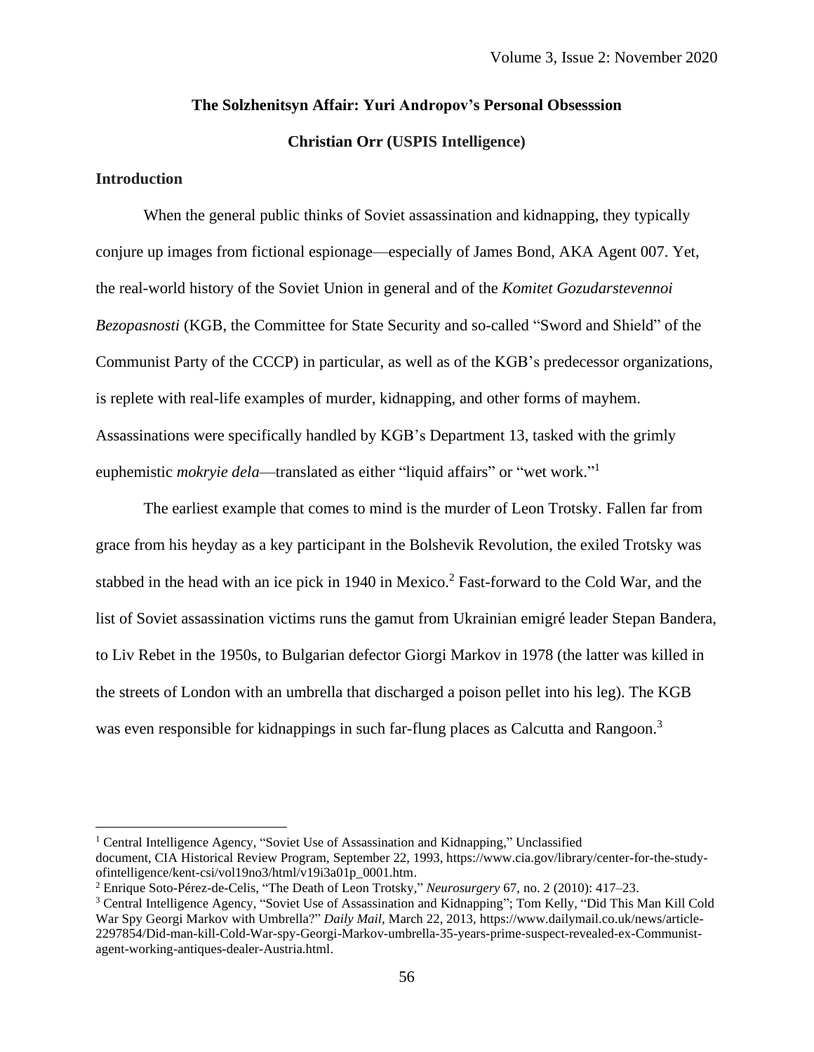# The Solzhenitsyn Affair: Yuri Andropov's Personal Obsesssion

**Christian Orr (USPIS Intelligence)**

## Introduction

When the general public thinks of Soviet assassination and kidnapping, they typically conjure up images from fictional espionage—especially of James Bond, AKA Agent 007. Yet, the real-world history of the Soviet Union in general and of the *Komitet Gozudarstevennoi Bezopasnosti* (KGB, the Committee for State Security and so-called "Sword and Shield" of the Communist Party of the CCCP) in particular, as well as of the KGB's predecessor organizations, is replete with real-life examples of murder, kidnapping, and other forms of mayhem. Assassinations were specifically handled by KGB's Department 13, tasked with the grimly euphemistic *mokryie dela*—translated as either "liquid affairs" or "wet work."[1]

The earliest example that comes to mind is the murder of Leon Trotsky. Fallen far from grace from his heyday as a key participant in the Bolshevik Revolution, the exiled Trotsky was stabbed in the head with an ice pick in 1940 in Mexico.[2] Fast-forward to the Cold War, and the list of Soviet assassination victims runs the gamut from Ukrainian emigré leader Stepan Bandera, to Liv Rebet in the 1950s, to Bulgarian defector Giorgi Markov in 1978 (the latter was killed in the streets of London with an umbrella that discharged a poison pellet into his leg). The KGB was even responsible for kidnappings in such far-flung places as Calcutta and Rangoon.[3]

---

[1] Central Intelligence Agency, "Soviet Use of Assassination and Kidnapping," Unclassified document, CIA Historical Review Program, September 22, 1993, https://www.cia.gov/library/center-for-the-study-ofintelligence/kent-csi/vol19no3/html/v19i3a01p_0001.htm.

[2] Enrique Soto-Pérez-de-Celis, "The Death of Leon Trotsky," *Neurosurgery* 67, no. 2 (2010): 417–23.

[3] Central Intelligence Agency, "Soviet Use of Assassination and Kidnapping"; Tom Kelly, "Did This Man Kill Cold War Spy Georgi Markov with Umbrella?" *Daily Mail*, March 22, 2013, https://www.dailymail.co.uk/news/article-2297854/Did-man-kill-Cold-War-spy-Georgi-Markov-umbrella-35-years-prime-suspect-revealed-ex-Communist-agent-working-antiques-dealer-Austria.html.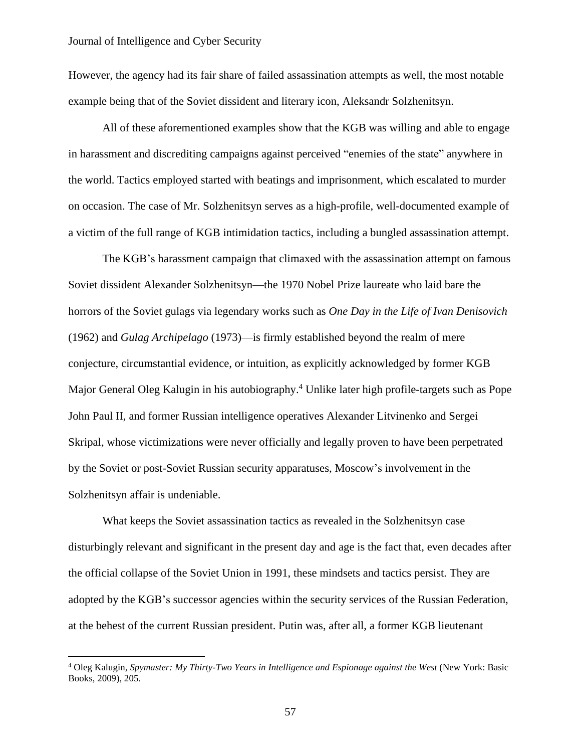However, the agency had its fair share of failed assassination attempts as well, the most notable example being that of the Soviet dissident and literary icon, Aleksandr Solzhenitsyn.

All of these aforementioned examples show that the KGB was willing and able to engage in harassment and discrediting campaigns against perceived "enemies of the state" anywhere in the world. Tactics employed started with beatings and imprisonment, which escalated to murder on occasion. The case of Mr. Solzhenitsyn serves as a high-profile, well-documented example of a victim of the full range of KGB intimidation tactics, including a bungled assassination attempt.

The KGB's harassment campaign that climaxed with the assassination attempt on famous Soviet dissident Alexander Solzhenitsyn—the 1970 Nobel Prize laureate who laid bare the horrors of the Soviet gulags via legendary works such as *One Day in the Life of Ivan Denisovich* (1962) and *Gulag Archipelago* (1973)—is firmly established beyond the realm of mere conjecture, circumstantial evidence, or intuition, as explicitly acknowledged by former KGB Major General Oleg Kalugin in his autobiography.[4] Unlike later high profile-targets such as Pope John Paul II, and former Russian intelligence operatives Alexander Litvinenko and Sergei Skripal, whose victimizations were never officially and legally proven to have been perpetrated by the Soviet or post-Soviet Russian security apparatuses, Moscow's involvement in the Solzhenitsyn affair is undeniable.

What keeps the Soviet assassination tactics as revealed in the Solzhenitsyn case disturbingly relevant and significant in the present day and age is the fact that, even decades after the official collapse of the Soviet Union in 1991, these mindsets and tactics persist. They are adopted by the KGB's successor agencies within the security services of the Russian Federation, at the behest of the current Russian president. Putin was, after all, a former KGB lieutenant

---

[4] Oleg Kalugin, *Spymaster: My Thirty-Two Years in Intelligence and Espionage against the West* (New York: Basic Books, 2009), 205.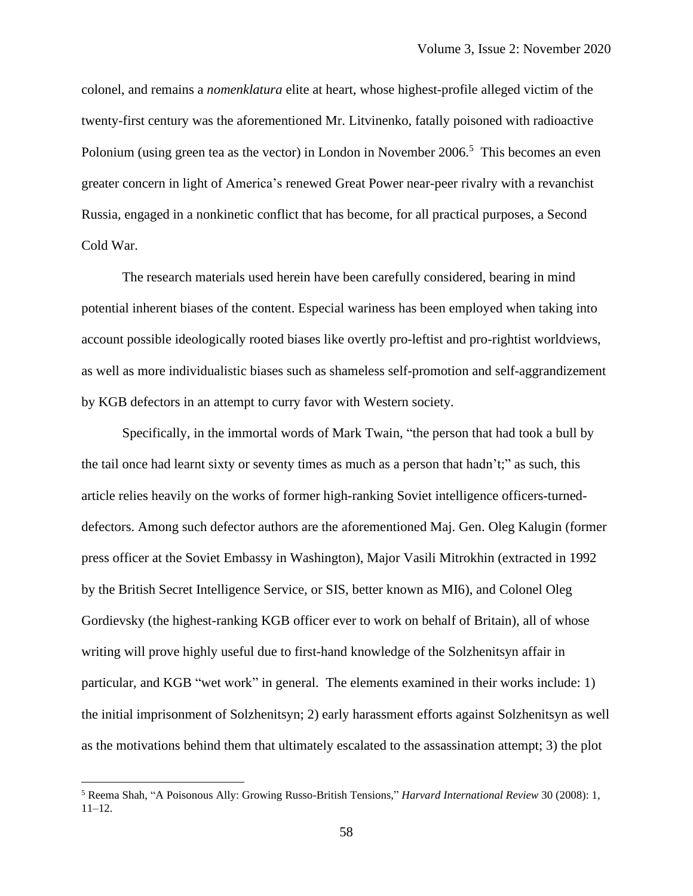colonel, and remains a *nomenklatura* elite at heart, whose highest-profile alleged victim of the twenty-first century was the aforementioned Mr. Litvinenko, fatally poisoned with radioactive Polonium (using green tea as the vector) in London in November 2006.[5] This becomes an even greater concern in light of America's renewed Great Power near-peer rivalry with a revanchist Russia, engaged in a nonkinetic conflict that has become, for all practical purposes, a Second Cold War.

The research materials used herein have been carefully considered, bearing in mind potential inherent biases of the content. Especial wariness has been employed when taking into account possible ideologically rooted biases like overtly pro-leftist and pro-rightist worldviews, as well as more individualistic biases such as shameless self-promotion and self-aggrandizement by KGB defectors in an attempt to curry favor with Western society.

Specifically, in the immortal words of Mark Twain, "the person that had took a bull by the tail once had learnt sixty or seventy times as much as a person that hadn't;" as such, this article relies heavily on the works of former high-ranking Soviet intelligence officers-turned-defectors. Among such defector authors are the aforementioned Maj. Gen. Oleg Kalugin (former press officer at the Soviet Embassy in Washington), Major Vasili Mitrokhin (extracted in 1992 by the British Secret Intelligence Service, or SIS, better known as MI6), and Colonel Oleg Gordievsky (the highest-ranking KGB officer ever to work on behalf of Britain), all of whose writing will prove highly useful due to first-hand knowledge of the Solzhenitsyn affair in particular, and KGB "wet work" in general. The elements examined in their works include: 1) the initial imprisonment of Solzhenitsyn; 2) early harassment efforts against Solzhenitsyn as well as the motivations behind them that ultimately escalated to the assassination attempt; 3) the plot

[5] Reema Shah, "A Poisonous Ally: Growing Russo-British Tensions," *Harvard International Review* 30 (2008): 1, 11–12.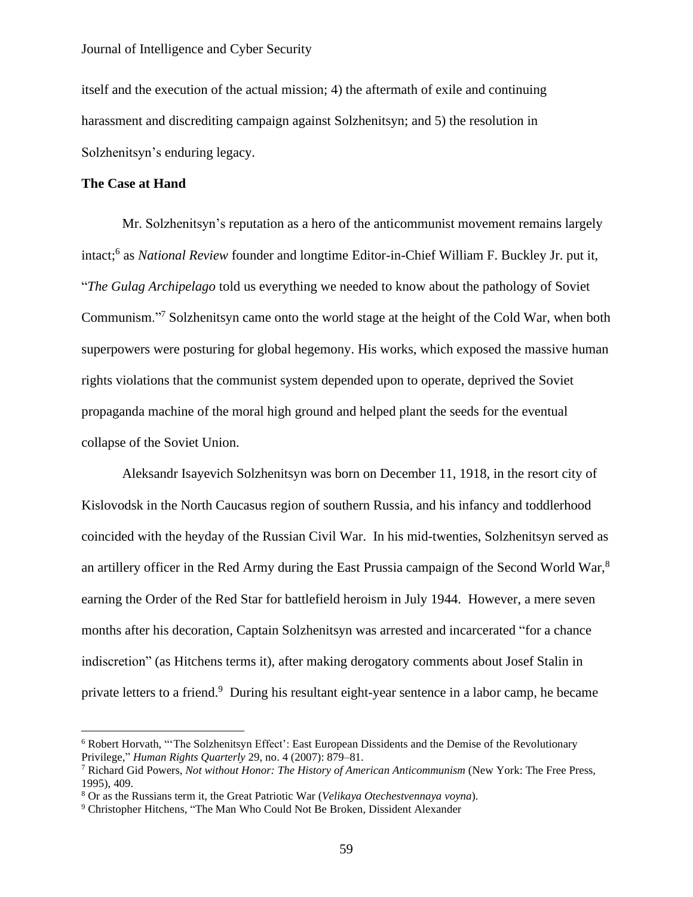itself and the execution of the actual mission; 4) the aftermath of exile and continuing harassment and discrediting campaign against Solzhenitsyn; and 5) the resolution in Solzhenitsyn's enduring legacy.

**The Case at Hand**

Mr. Solzhenitsyn's reputation as a hero of the anticommunist movement remains largely intact;[6] as *National Review* founder and longtime Editor-in-Chief William F. Buckley Jr. put it, "*The Gulag Archipelago* told us everything we needed to know about the pathology of Soviet Communism."[7] Solzhenitsyn came onto the world stage at the height of the Cold War, when both superpowers were posturing for global hegemony. His works, which exposed the massive human rights violations that the communist system depended upon to operate, deprived the Soviet propaganda machine of the moral high ground and helped plant the seeds for the eventual collapse of the Soviet Union.

Aleksandr Isayevich Solzhenitsyn was born on December 11, 1918, in the resort city of Kislovodsk in the North Caucasus region of southern Russia, and his infancy and toddlerhood coincided with the heyday of the Russian Civil War. In his mid-twenties, Solzhenitsyn served as an artillery officer in the Red Army during the East Prussia campaign of the Second World War,[8] earning the Order of the Red Star for battlefield heroism in July 1944. However, a mere seven months after his decoration, Captain Solzhenitsyn was arrested and incarcerated "for a chance indiscretion" (as Hitchens terms it), after making derogatory comments about Josef Stalin in private letters to a friend.[9] During his resultant eight-year sentence in a labor camp, he became

---

[6] Robert Horvath, "'The Solzhenitsyn Effect': East European Dissidents and the Demise of the Revolutionary Privilege," *Human Rights Quarterly* 29, no. 4 (2007): 879–81.

[7] Richard Gid Powers, *Not without Honor: The History of American Anticommunism* (New York: The Free Press, 1995), 409.

[8] Or as the Russians term it, the Great Patriotic War (*Velikaya Otechestvennaya voyna*).

[9] Christopher Hitchens, "The Man Who Could Not Be Broken, Dissident Alexander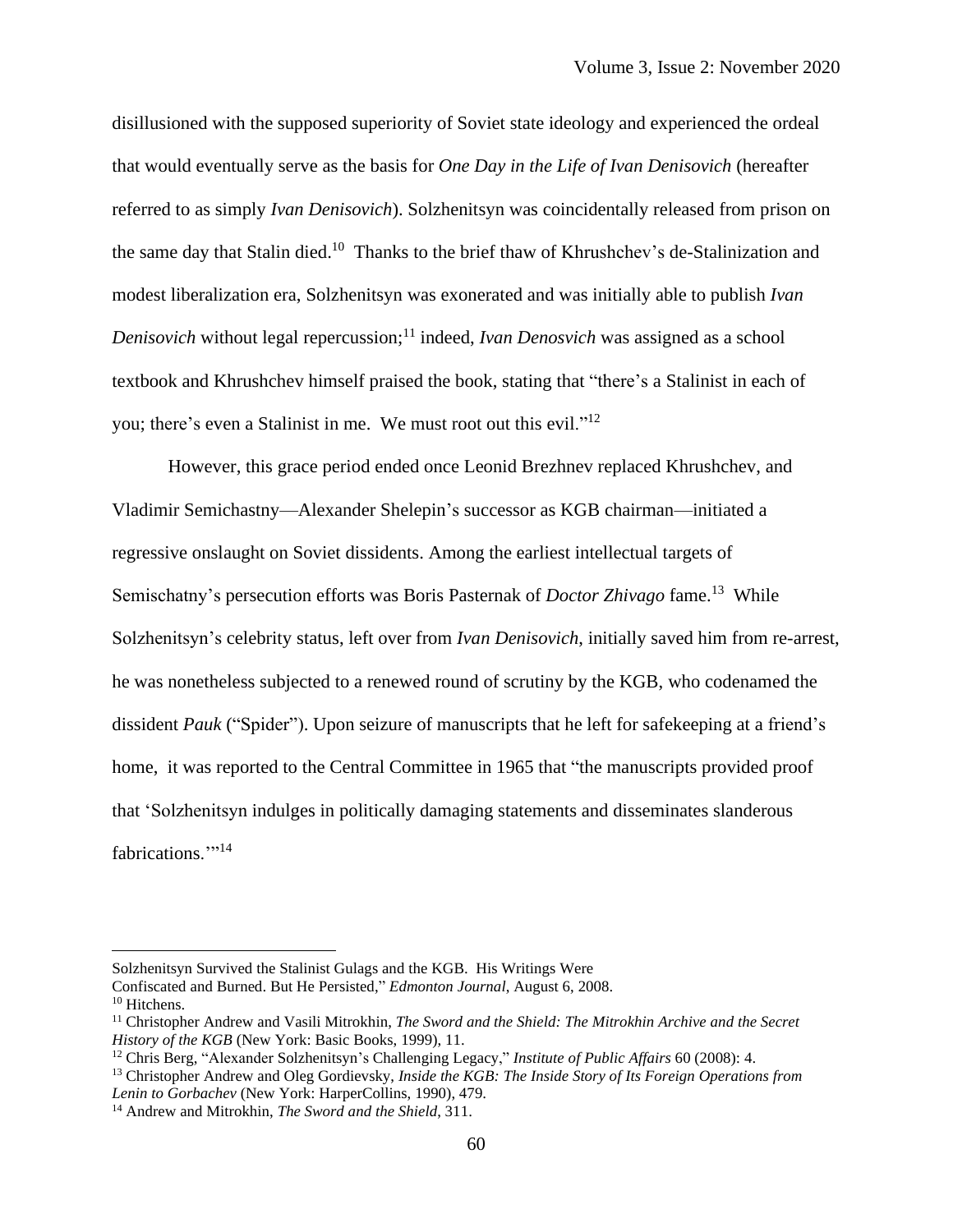disillusioned with the supposed superiority of Soviet state ideology and experienced the ordeal that would eventually serve as the basis for *One Day in the Life of Ivan Denisovich* (hereafter referred to as simply *Ivan Denisovich*). Solzhenitsyn was coincidentally released from prison on the same day that Stalin died.[10] Thanks to the brief thaw of Khrushchev's de-Stalinization and modest liberalization era, Solzhenitsyn was exonerated and was initially able to publish *Ivan Denisovich* without legal repercussion;[11] indeed, *Ivan Denosvich* was assigned as a school textbook and Khrushchev himself praised the book, stating that "there's a Stalinist in each of you; there's even a Stalinist in me. We must root out this evil."[12]

However, this grace period ended once Leonid Brezhnev replaced Khrushchev, and Vladimir Semichastny—Alexander Shelepin's successor as KGB chairman—initiated a regressive onslaught on Soviet dissidents. Among the earliest intellectual targets of Semischatny's persecution efforts was Boris Pasternak of *Doctor Zhivago* fame.[13] While Solzhenitsyn's celebrity status, left over from *Ivan Denisovich*, initially saved him from re-arrest, he was nonetheless subjected to a renewed round of scrutiny by the KGB, who codenamed the dissident *Pauk* ("Spider"). Upon seizure of manuscripts that he left for safekeeping at a friend's home, it was reported to the Central Committee in 1965 that "the manuscripts provided proof that 'Solzhenitsyn indulges in politically damaging statements and disseminates slanderous fabrications.'"[14]

---

Solzhenitsyn Survived the Stalinist Gulags and the KGB. His Writings Were Confiscated and Burned. But He Persisted," *Edmonton Journal*, August 6, 2008.

[10] Hitchens.

[11] Christopher Andrew and Vasili Mitrokhin, *The Sword and the Shield: The Mitrokhin Archive and the Secret History of the KGB* (New York: Basic Books, 1999), 11.

[12] Chris Berg, "Alexander Solzhenitsyn's Challenging Legacy," *Institute of Public Affairs* 60 (2008): 4.

[13] Christopher Andrew and Oleg Gordievsky, *Inside the KGB: The Inside Story of Its Foreign Operations from Lenin to Gorbachev* (New York: HarperCollins, 1990), 479.

[14] Andrew and Mitrokhin, *The Sword and the Shield*, 311.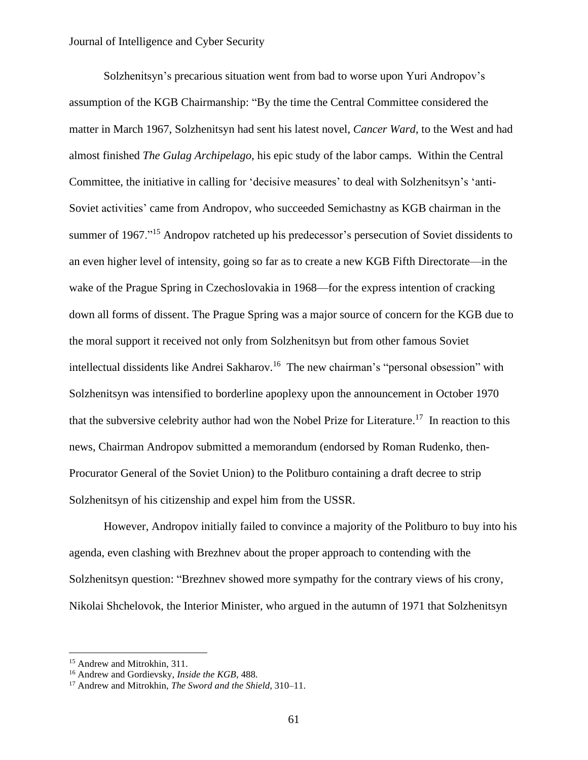Solzhenitsyn's precarious situation went from bad to worse upon Yuri Andropov's assumption of the KGB Chairmanship: "By the time the Central Committee considered the matter in March 1967, Solzhenitsyn had sent his latest novel, *Cancer Ward*, to the West and had almost finished *The Gulag Archipelago*, his epic study of the labor camps. Within the Central Committee, the initiative in calling for 'decisive measures' to deal with Solzhenitsyn's 'anti-Soviet activities' came from Andropov, who succeeded Semichastny as KGB chairman in the summer of 1967."[15] Andropov ratcheted up his predecessor's persecution of Soviet dissidents to an even higher level of intensity, going so far as to create a new KGB Fifth Directorate—in the wake of the Prague Spring in Czechoslovakia in 1968—for the express intention of cracking down all forms of dissent. The Prague Spring was a major source of concern for the KGB due to the moral support it received not only from Solzhenitsyn but from other famous Soviet intellectual dissidents like Andrei Sakharov.[16] The new chairman's "personal obsession" with Solzhenitsyn was intensified to borderline apoplexy upon the announcement in October 1970 that the subversive celebrity author had won the Nobel Prize for Literature.[17] In reaction to this news, Chairman Andropov submitted a memorandum (endorsed by Roman Rudenko, then-Procurator General of the Soviet Union) to the Politburo containing a draft decree to strip Solzhenitsyn of his citizenship and expel him from the USSR.

However, Andropov initially failed to convince a majority of the Politburo to buy into his agenda, even clashing with Brezhnev about the proper approach to contending with the Solzhenitsyn question: "Brezhnev showed more sympathy for the contrary views of his crony, Nikolai Shchelovok, the Interior Minister, who argued in the autumn of 1971 that Solzhenitsyn

---

[15] Andrew and Mitrokhin, 311.

[16] Andrew and Gordievsky, *Inside the KGB*, 488.

[17] Andrew and Mitrokhin, *The Sword and the Shield*, 310–11.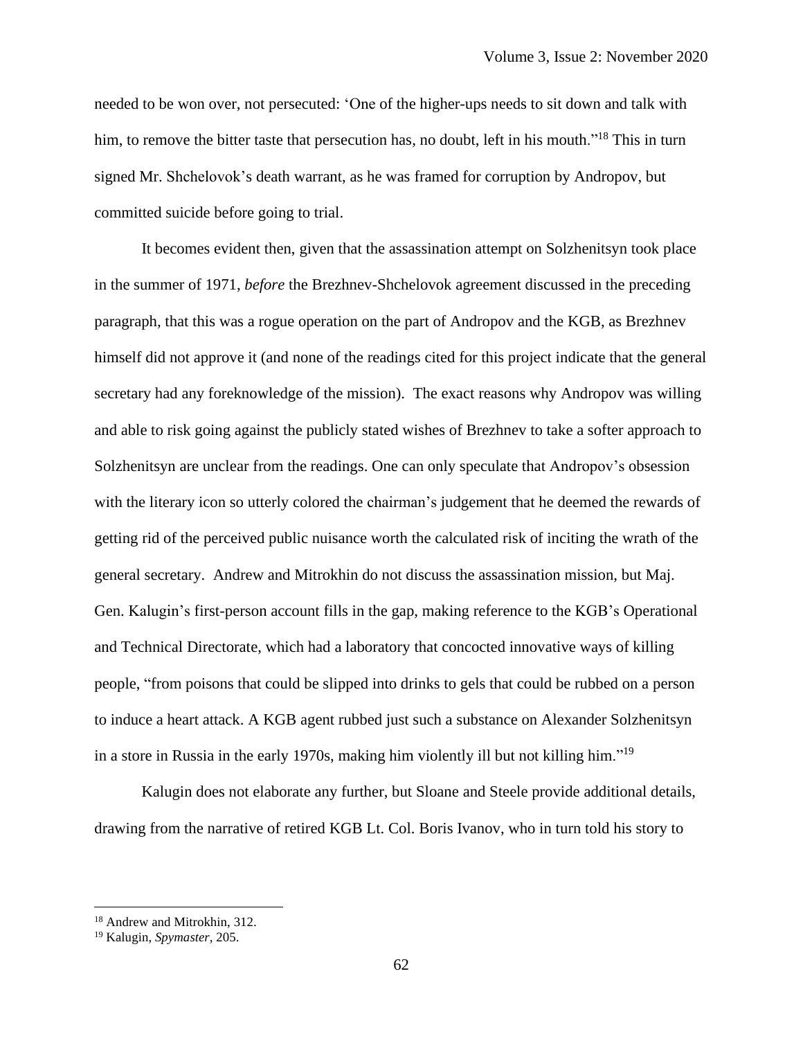needed to be won over, not persecuted: 'One of the higher-ups needs to sit down and talk with him, to remove the bitter taste that persecution has, no doubt, left in his mouth."[18] This in turn signed Mr. Shchelovok's death warrant, as he was framed for corruption by Andropov, but committed suicide before going to trial.

It becomes evident then, given that the assassination attempt on Solzhenitsyn took place in the summer of 1971, *before* the Brezhnev-Shchelovok agreement discussed in the preceding paragraph, that this was a rogue operation on the part of Andropov and the KGB, as Brezhnev himself did not approve it (and none of the readings cited for this project indicate that the general secretary had any foreknowledge of the mission). The exact reasons why Andropov was willing and able to risk going against the publicly stated wishes of Brezhnev to take a softer approach to Solzhenitsyn are unclear from the readings. One can only speculate that Andropov's obsession with the literary icon so utterly colored the chairman's judgement that he deemed the rewards of getting rid of the perceived public nuisance worth the calculated risk of inciting the wrath of the general secretary. Andrew and Mitrokhin do not discuss the assassination mission, but Maj. Gen. Kalugin's first-person account fills in the gap, making reference to the KGB's Operational and Technical Directorate, which had a laboratory that concocted innovative ways of killing people, "from poisons that could be slipped into drinks to gels that could be rubbed on a person to induce a heart attack. A KGB agent rubbed just such a substance on Alexander Solzhenitsyn in a store in Russia in the early 1970s, making him violently ill but not killing him."[19]

Kalugin does not elaborate any further, but Sloane and Steele provide additional details, drawing from the narrative of retired KGB Lt. Col. Boris Ivanov, who in turn told his story to

---

[18] Andrew and Mitrokhin, 312.

[19] Kalugin, *Spymaster*, 205.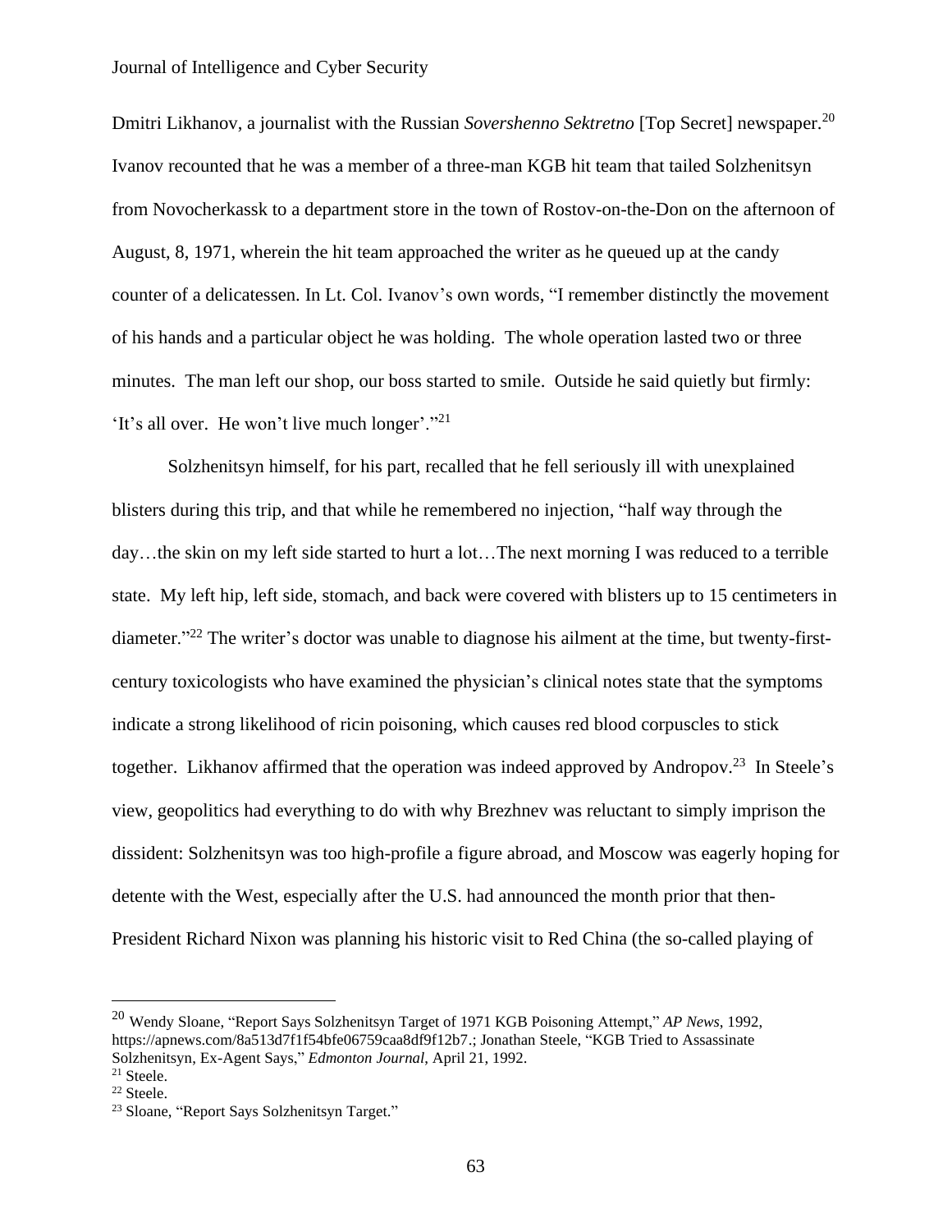Dmitri Likhanov, a journalist with the Russian *Sovershenno Sektretno* [Top Secret] newspaper.[20] Ivanov recounted that he was a member of a three-man KGB hit team that tailed Solzhenitsyn from Novocherkassk to a department store in the town of Rostov-on-the-Don on the afternoon of August, 8, 1971, wherein the hit team approached the writer as he queued up at the candy counter of a delicatessen. In Lt. Col. Ivanov's own words, "I remember distinctly the movement of his hands and a particular object he was holding. The whole operation lasted two or three minutes. The man left our shop, our boss started to smile. Outside he said quietly but firmly: 'It's all over. He won't live much longer'."[21]

Solzhenitsyn himself, for his part, recalled that he fell seriously ill with unexplained blisters during this trip, and that while he remembered no injection, "half way through the day…the skin on my left side started to hurt a lot…The next morning I was reduced to a terrible state. My left hip, left side, stomach, and back were covered with blisters up to 15 centimeters in diameter."[22] The writer's doctor was unable to diagnose his ailment at the time, but twenty-first-century toxicologists who have examined the physician's clinical notes state that the symptoms indicate a strong likelihood of ricin poisoning, which causes red blood corpuscles to stick together. Likhanov affirmed that the operation was indeed approved by Andropov.[23] In Steele's view, geopolitics had everything to do with why Brezhnev was reluctant to simply imprison the dissident: Solzhenitsyn was too high-profile a figure abroad, and Moscow was eagerly hoping for detente with the West, especially after the U.S. had announced the month prior that then-President Richard Nixon was planning his historic visit to Red China (the so-called playing of

---

[20] Wendy Sloane, "Report Says Solzhenitsyn Target of 1971 KGB Poisoning Attempt," *AP News*, 1992, https://apnews.com/8a513d7f1f54bfe06759caa8df9f12b7.; Jonathan Steele, "KGB Tried to Assassinate Solzhenitsyn, Ex-Agent Says," *Edmonton Journal*, April 21, 1992.

[21] Steele.

[22] Steele.

[23] Sloane, "Report Says Solzhenitsyn Target."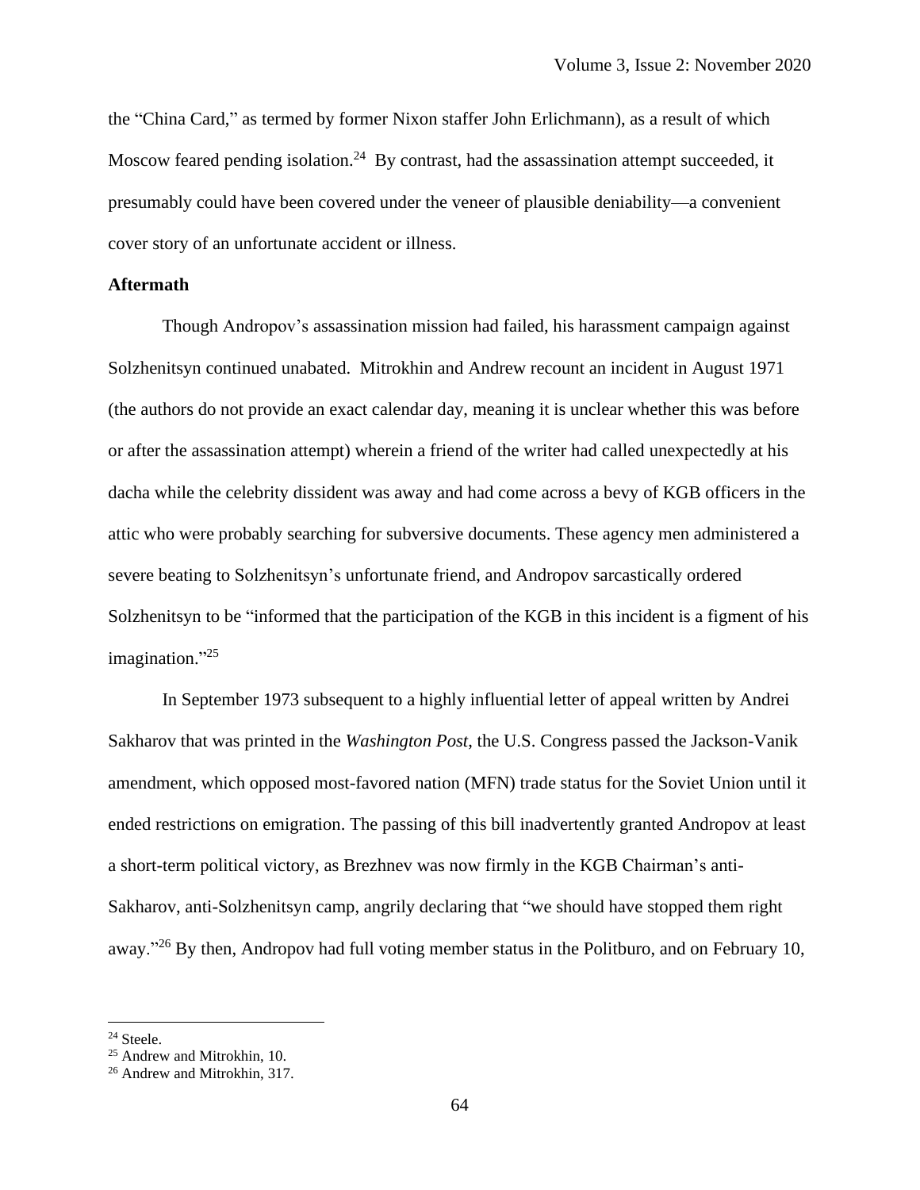the "China Card," as termed by former Nixon staffer John Erlichmann), as a result of which Moscow feared pending isolation.[24] By contrast, had the assassination attempt succeeded, it presumably could have been covered under the veneer of plausible deniability—a convenient cover story of an unfortunate accident or illness.

**Aftermath**

Though Andropov's assassination mission had failed, his harassment campaign against Solzhenitsyn continued unabated. Mitrokhin and Andrew recount an incident in August 1971 (the authors do not provide an exact calendar day, meaning it is unclear whether this was before or after the assassination attempt) wherein a friend of the writer had called unexpectedly at his dacha while the celebrity dissident was away and had come across a bevy of KGB officers in the attic who were probably searching for subversive documents. These agency men administered a severe beating to Solzhenitsyn's unfortunate friend, and Andropov sarcastically ordered Solzhenitsyn to be "informed that the participation of the KGB in this incident is a figment of his imagination."[25]

In September 1973 subsequent to a highly influential letter of appeal written by Andrei Sakharov that was printed in the *Washington Post*, the U.S. Congress passed the Jackson-Vanik amendment, which opposed most-favored nation (MFN) trade status for the Soviet Union until it ended restrictions on emigration. The passing of this bill inadvertently granted Andropov at least a short-term political victory, as Brezhnev was now firmly in the KGB Chairman's anti-Sakharov, anti-Solzhenitsyn camp, angrily declaring that "we should have stopped them right away."[26] By then, Andropov had full voting member status in the Politburo, and on February 10,

---

[24] Steele.

[25] Andrew and Mitrokhin, 10.

[26] Andrew and Mitrokhin, 317.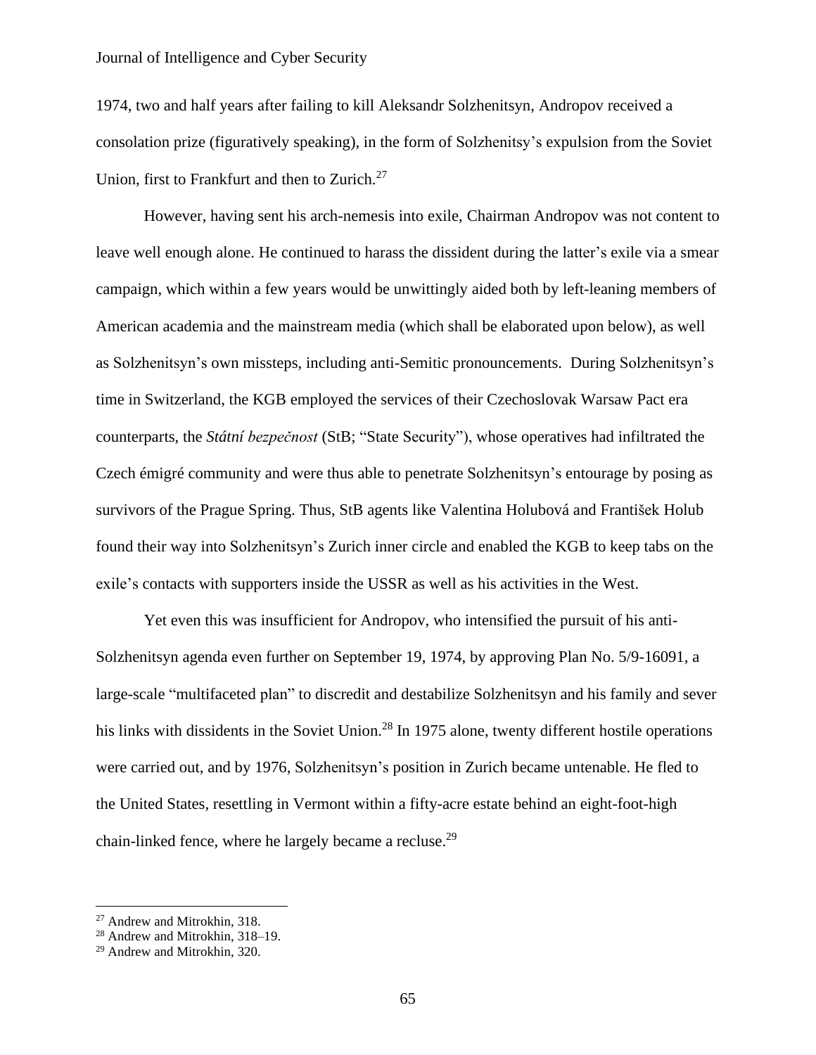1974, two and half years after failing to kill Aleksandr Solzhenitsyn, Andropov received a consolation prize (figuratively speaking), in the form of Solzhenitsy's expulsion from the Soviet Union, first to Frankfurt and then to Zurich.[27]

However, having sent his arch-nemesis into exile, Chairman Andropov was not content to leave well enough alone. He continued to harass the dissident during the latter's exile via a smear campaign, which within a few years would be unwittingly aided both by left-leaning members of American academia and the mainstream media (which shall be elaborated upon below), as well as Solzhenitsyn's own missteps, including anti-Semitic pronouncements. During Solzhenitsyn's time in Switzerland, the KGB employed the services of their Czechoslovak Warsaw Pact era counterparts, the *Státní bezpečnost* (StB; "State Security"), whose operatives had infiltrated the Czech émigré community and were thus able to penetrate Solzhenitsyn's entourage by posing as survivors of the Prague Spring. Thus, StB agents like Valentina Holubová and František Holub found their way into Solzhenitsyn's Zurich inner circle and enabled the KGB to keep tabs on the exile's contacts with supporters inside the USSR as well as his activities in the West.

Yet even this was insufficient for Andropov, who intensified the pursuit of his anti-Solzhenitsyn agenda even further on September 19, 1974, by approving Plan No. 5/9-16091, a large-scale "multifaceted plan" to discredit and destabilize Solzhenitsyn and his family and sever his links with dissidents in the Soviet Union.[28] In 1975 alone, twenty different hostile operations were carried out, and by 1976, Solzhenitsyn's position in Zurich became untenable. He fled to the United States, resettling in Vermont within a fifty-acre estate behind an eight-foot-high chain-linked fence, where he largely became a recluse.[29]

---

[27] Andrew and Mitrokhin, 318.

[28] Andrew and Mitrokhin, 318–19.

[29] Andrew and Mitrokhin, 320.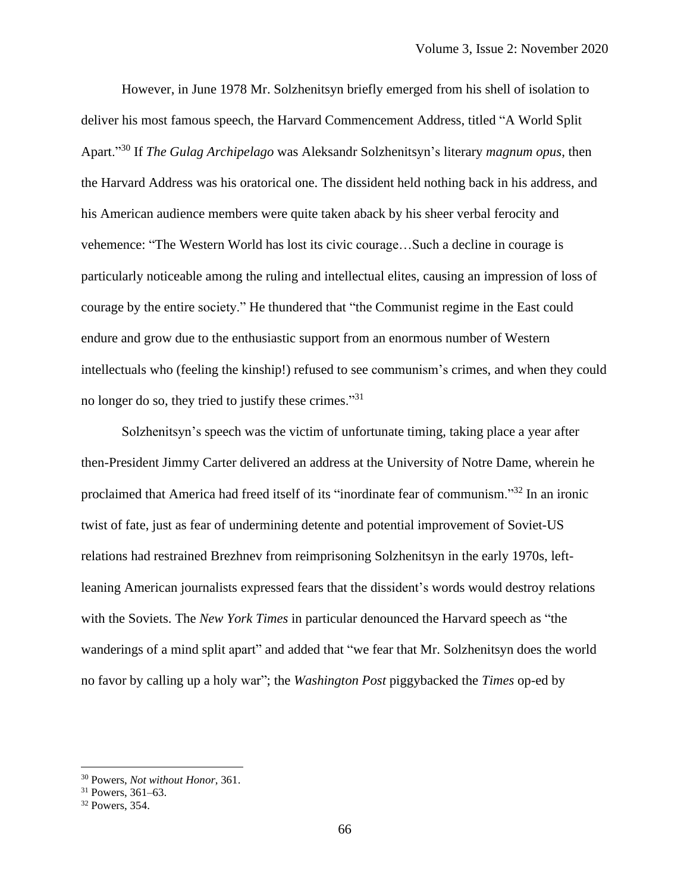However, in June 1978 Mr. Solzhenitsyn briefly emerged from his shell of isolation to deliver his most famous speech, the Harvard Commencement Address, titled "A World Split Apart."[30] If *The Gulag Archipelago* was Aleksandr Solzhenitsyn's literary *magnum opus*, then the Harvard Address was his oratorical one. The dissident held nothing back in his address, and his American audience members were quite taken aback by his sheer verbal ferocity and vehemence: "The Western World has lost its civic courage…Such a decline in courage is particularly noticeable among the ruling and intellectual elites, causing an impression of loss of courage by the entire society." He thundered that "the Communist regime in the East could endure and grow due to the enthusiastic support from an enormous number of Western intellectuals who (feeling the kinship!) refused to see communism's crimes, and when they could no longer do so, they tried to justify these crimes."[31]

Solzhenitsyn's speech was the victim of unfortunate timing, taking place a year after then-President Jimmy Carter delivered an address at the University of Notre Dame, wherein he proclaimed that America had freed itself of its "inordinate fear of communism."[32] In an ironic twist of fate, just as fear of undermining detente and potential improvement of Soviet-US relations had restrained Brezhnev from reimprisoning Solzhenitsyn in the early 1970s, left-leaning American journalists expressed fears that the dissident's words would destroy relations with the Soviets. The *New York Times* in particular denounced the Harvard speech as "the wanderings of a mind split apart" and added that "we fear that Mr. Solzhenitsyn does the world no favor by calling up a holy war"; the *Washington Post* piggybacked the *Times* op-ed by

---

[30] Powers, *Not without Honor*, 361.

[31] Powers, 361–63.

[32] Powers, 354.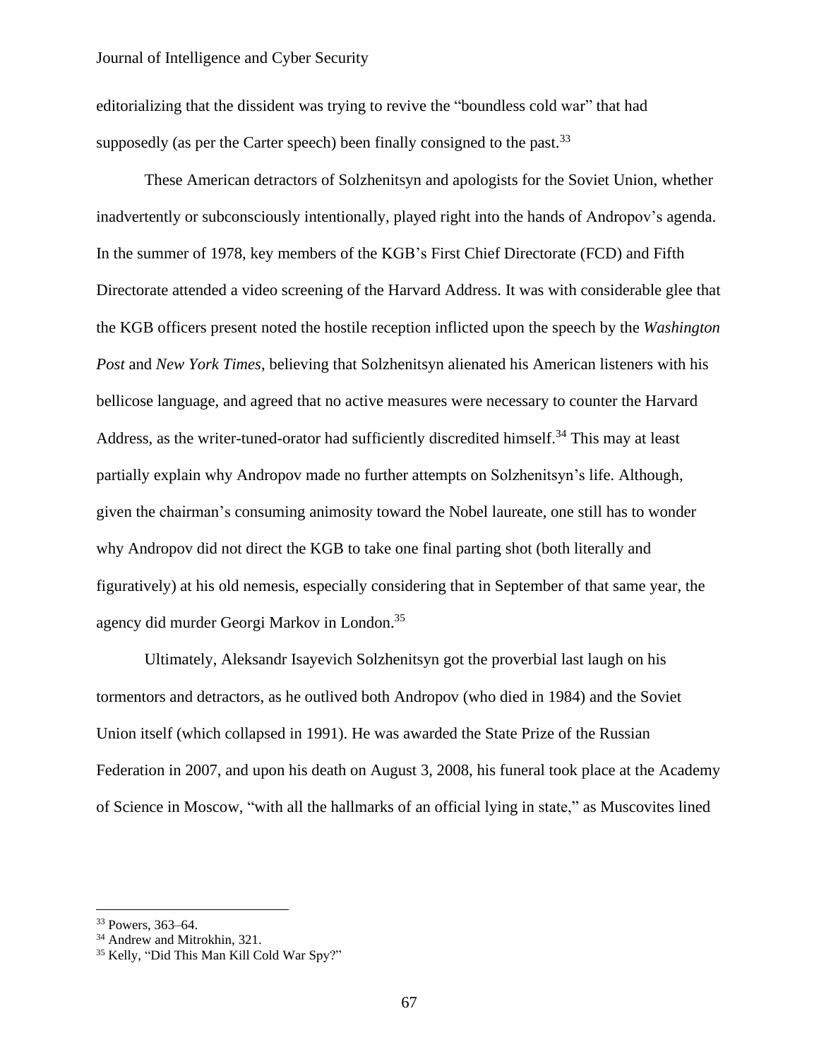editorializing that the dissident was trying to revive the "boundless cold war" that had supposedly (as per the Carter speech) been finally consigned to the past.[33]

These American detractors of Solzhenitsyn and apologists for the Soviet Union, whether inadvertently or subconsciously intentionally, played right into the hands of Andropov's agenda. In the summer of 1978, key members of the KGB's First Chief Directorate (FCD) and Fifth Directorate attended a video screening of the Harvard Address. It was with considerable glee that the KGB officers present noted the hostile reception inflicted upon the speech by the *Washington Post* and *New York Times*, believing that Solzhenitsyn alienated his American listeners with his bellicose language, and agreed that no active measures were necessary to counter the Harvard Address, as the writer-tuned-orator had sufficiently discredited himself.[34] This may at least partially explain why Andropov made no further attempts on Solzhenitsyn's life. Although, given the chairman's consuming animosity toward the Nobel laureate, one still has to wonder why Andropov did not direct the KGB to take one final parting shot (both literally and figuratively) at his old nemesis, especially considering that in September of that same year, the agency did murder Georgi Markov in London.[35]

Ultimately, Aleksandr Isayevich Solzhenitsyn got the proverbial last laugh on his tormentors and detractors, as he outlived both Andropov (who died in 1984) and the Soviet Union itself (which collapsed in 1991). He was awarded the State Prize of the Russian Federation in 2007, and upon his death on August 3, 2008, his funeral took place at the Academy of Science in Moscow, "with all the hallmarks of an official lying in state," as Muscovites lined

---

[33] Powers, 363–64.

[34] Andrew and Mitrokhin, 321.

[35] Kelly, "Did This Man Kill Cold War Spy?"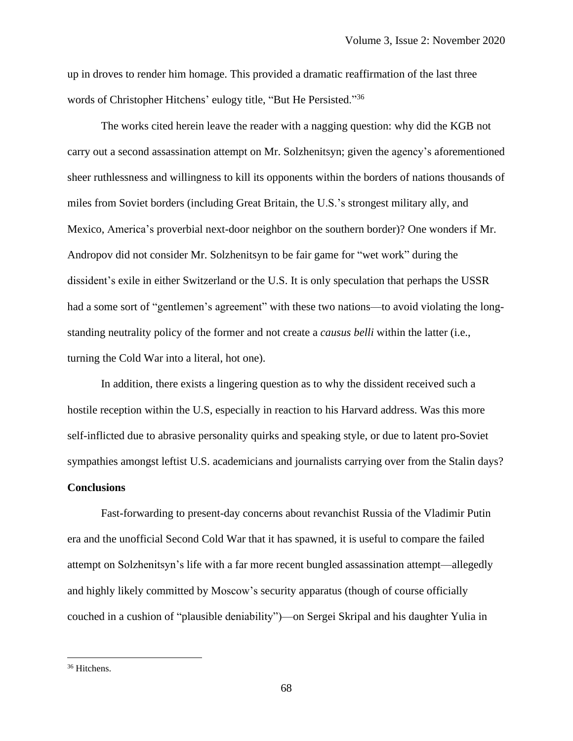up in droves to render him homage. This provided a dramatic reaffirmation of the last three words of Christopher Hitchens' eulogy title, "But He Persisted."[36]

The works cited herein leave the reader with a nagging question: why did the KGB not carry out a second assassination attempt on Mr. Solzhenitsyn; given the agency's aforementioned sheer ruthlessness and willingness to kill its opponents within the borders of nations thousands of miles from Soviet borders (including Great Britain, the U.S.'s strongest military ally, and Mexico, America's proverbial next-door neighbor on the southern border)? One wonders if Mr. Andropov did not consider Mr. Solzhenitsyn to be fair game for "wet work" during the dissident's exile in either Switzerland or the U.S. It is only speculation that perhaps the USSR had a some sort of "gentlemen's agreement" with these two nations—to avoid violating the long-standing neutrality policy of the former and not create a *causus belli* within the latter (i.e., turning the Cold War into a literal, hot one).

In addition, there exists a lingering question as to why the dissident received such a hostile reception within the U.S, especially in reaction to his Harvard address. Was this more self-inflicted due to abrasive personality quirks and speaking style, or due to latent pro-Soviet sympathies amongst leftist U.S. academicians and journalists carrying over from the Stalin days?

**Conclusions**

Fast-forwarding to present-day concerns about revanchist Russia of the Vladimir Putin era and the unofficial Second Cold War that it has spawned, it is useful to compare the failed attempt on Solzhenitsyn's life with a far more recent bungled assassination attempt—allegedly and highly likely committed by Moscow's security apparatus (though of course officially couched in a cushion of "plausible deniability")—on Sergei Skripal and his daughter Yulia in

[36] Hitchens.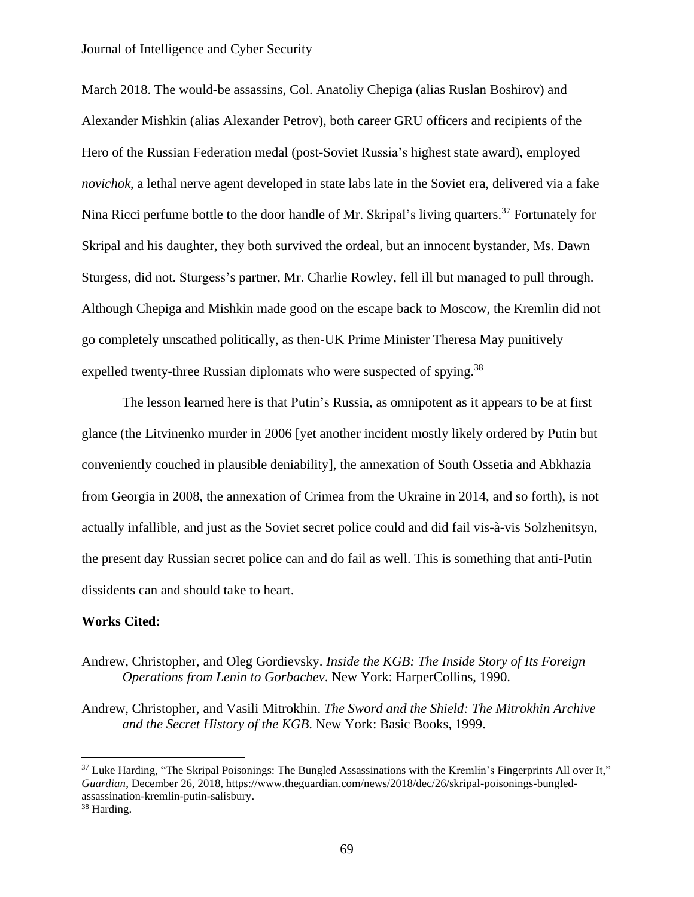March 2018. The would-be assassins, Col. Anatoliy Chepiga (alias Ruslan Boshirov) and Alexander Mishkin (alias Alexander Petrov), both career GRU officers and recipients of the Hero of the Russian Federation medal (post-Soviet Russia's highest state award), employed *novichok*, a lethal nerve agent developed in state labs late in the Soviet era, delivered via a fake Nina Ricci perfume bottle to the door handle of Mr. Skripal's living quarters.[37] Fortunately for Skripal and his daughter, they both survived the ordeal, but an innocent bystander, Ms. Dawn Sturgess, did not. Sturgess's partner, Mr. Charlie Rowley, fell ill but managed to pull through. Although Chepiga and Mishkin made good on the escape back to Moscow, the Kremlin did not go completely unscathed politically, as then-UK Prime Minister Theresa May punitively expelled twenty-three Russian diplomats who were suspected of spying.[38]

The lesson learned here is that Putin's Russia, as omnipotent as it appears to be at first glance (the Litvinenko murder in 2006 [yet another incident mostly likely ordered by Putin but conveniently couched in plausible deniability], the annexation of South Ossetia and Abkhazia from Georgia in 2008, the annexation of Crimea from the Ukraine in 2014, and so forth), is not actually infallible, and just as the Soviet secret police could and did fail vis-à-vis Solzhenitsyn, the present day Russian secret police can and do fail as well. This is something that anti-Putin dissidents can and should take to heart.

**Works Cited:**

Andrew, Christopher, and Oleg Gordievsky. *Inside the KGB: The Inside Story of Its Foreign Operations from Lenin to Gorbachev*. New York: HarperCollins, 1990.

Andrew, Christopher, and Vasili Mitrokhin. *The Sword and the Shield: The Mitrokhin Archive and the Secret History of the KGB*. New York: Basic Books, 1999.

---

[37] Luke Harding, "The Skripal Poisonings: The Bungled Assassinations with the Kremlin's Fingerprints All over It," *Guardian*, December 26, 2018, https://www.theguardian.com/news/2018/dec/26/skripal-poisonings-bungled-assassination-kremlin-putin-salisbury.

[38] Harding.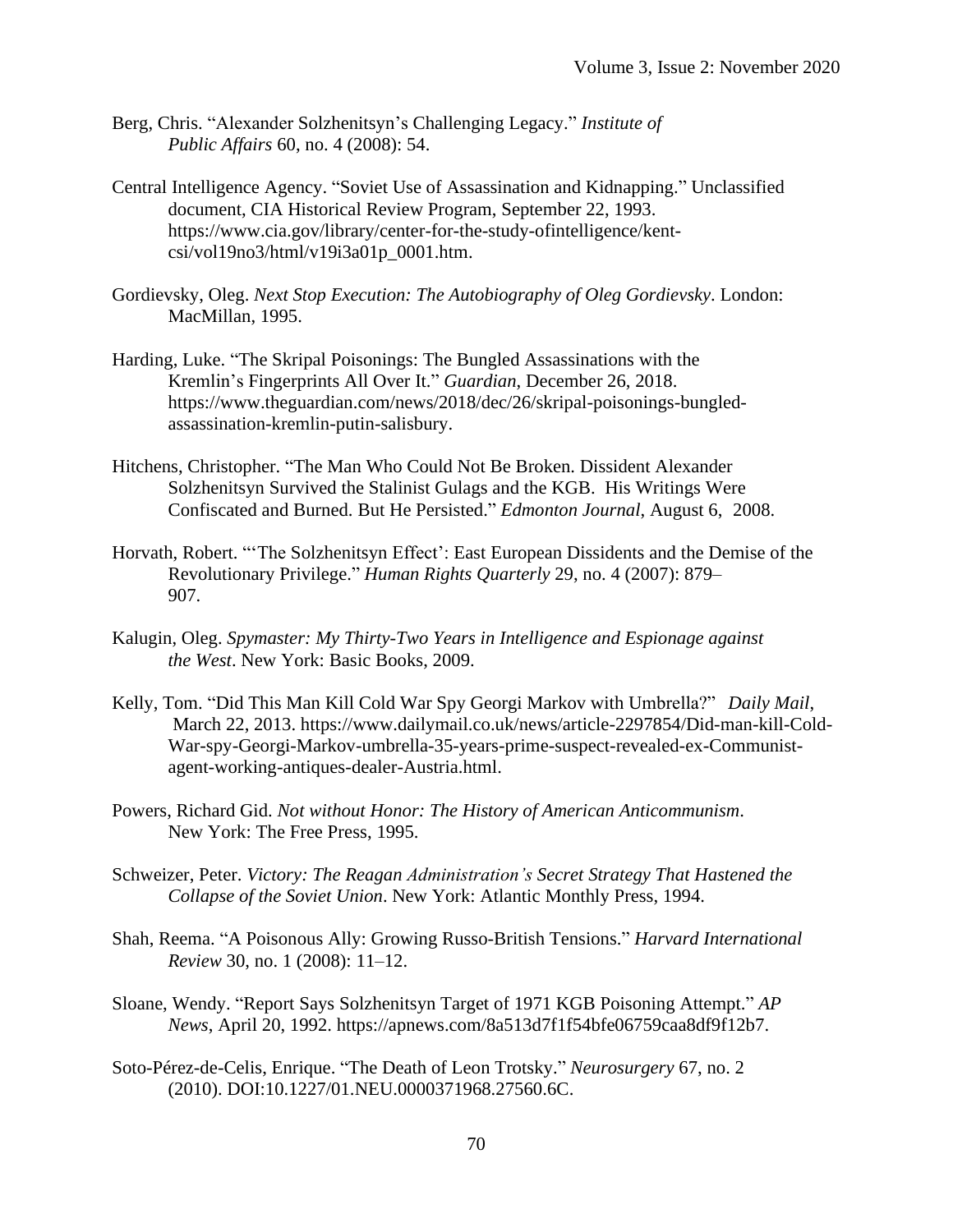Berg, Chris. “Alexander Solzhenitsyn’s Challenging Legacy.” *Institute of Public Affairs* 60, no. 4 (2008): 54.

Central Intelligence Agency. “Soviet Use of Assassination and Kidnapping.” Unclassified document, CIA Historical Review Program, September 22, 1993. https://www.cia.gov/library/center-for-the-study-ofintelligence/kent-csi/vol19no3/html/v19i3a01p_0001.htm.

Gordievsky, Oleg. *Next Stop Execution: The Autobiography of Oleg Gordievsky*. London: MacMillan, 1995.

Harding, Luke. “The Skripal Poisonings: The Bungled Assassinations with the Kremlin’s Fingerprints All Over It.” *Guardian*, December 26, 2018. https://www.theguardian.com/news/2018/dec/26/skripal-poisonings-bungled-assassination-kremlin-putin-salisbury.

Hitchens, Christopher. “The Man Who Could Not Be Broken. Dissident Alexander Solzhenitsyn Survived the Stalinist Gulags and the KGB. His Writings Were Confiscated and Burned. But He Persisted.” *Edmonton Journal*, August 6, 2008.

Horvath, Robert. “‘The Solzhenitsyn Effect’: East European Dissidents and the Demise of the Revolutionary Privilege.” *Human Rights Quarterly* 29, no. 4 (2007): 879–907.

Kalugin, Oleg. *Spymaster: My Thirty-Two Years in Intelligence and Espionage against the West*. New York: Basic Books, 2009.

Kelly, Tom. “Did This Man Kill Cold War Spy Georgi Markov with Umbrella?” *Daily Mail*, March 22, 2013. https://www.dailymail.co.uk/news/article-2297854/Did-man-kill-Cold-War-spy-Georgi-Markov-umbrella-35-years-prime-suspect-revealed-ex-Communist-agent-working-antiques-dealer-Austria.html.

Powers, Richard Gid. *Not without Honor: The History of American Anticommunism*. New York: The Free Press, 1995.

Schweizer, Peter. *Victory: The Reagan Administration’s Secret Strategy That Hastened the Collapse of the Soviet Union*. New York: Atlantic Monthly Press, 1994.

Shah, Reema. “A Poisonous Ally: Growing Russo-British Tensions.” *Harvard International Review* 30, no. 1 (2008): 11–12.

Sloane, Wendy. “Report Says Solzhenitsyn Target of 1971 KGB Poisoning Attempt.” *AP News*, April 20, 1992. https://apnews.com/8a513d7f1f54bfe06759caa8df9f12b7.

Soto-Pérez-de-Celis, Enrique. “The Death of Leon Trotsky.” *Neurosurgery* 67, no. 2 (2010). DOI:10.1227/01.NEU.0000371968.27560.6C.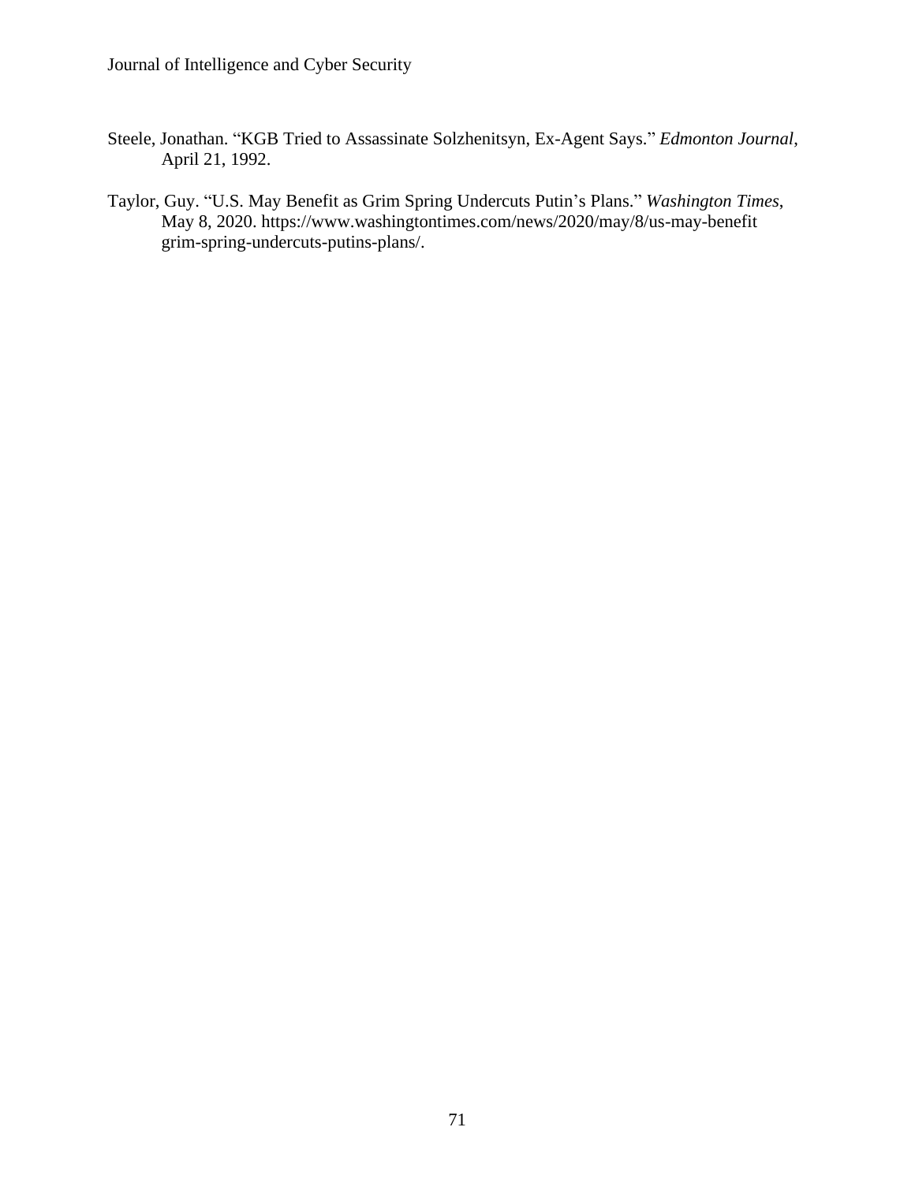Steele, Jonathan. “KGB Tried to Assassinate Solzhenitsyn, Ex-Agent Says.” *Edmonton Journal*, April 21, 1992.

Taylor, Guy. “U.S. May Benefit as Grim Spring Undercuts Putin’s Plans.” *Washington Times*, May 8, 2020. https://www.washingtontimes.com/news/2020/may/8/us-may-benefit grim-spring-undercuts-putins-plans/.